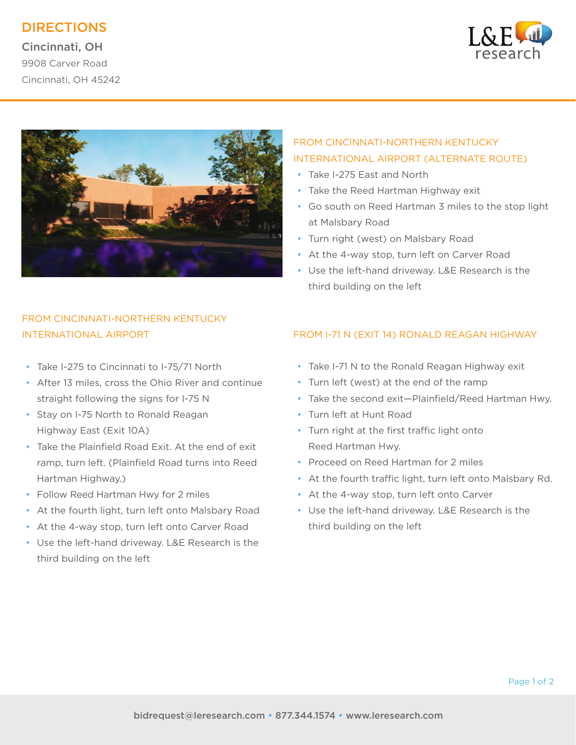# DIRECTIONS

**Cincinnati, OH**

9908 Carver Road

Cincinnati, OH 45242

## FROM CINCINNATI-NORTHERN KENTUCKY INTERNATIONAL AIRPORT

- Take I-275 to Cincinnati to I-75/71 North
- After 13 miles, cross the Ohio River and continue straight following the signs for I-75 N
- Stay on I-75 North to Ronald Reagan Highway East (Exit 10A)
- Take the Plainfield Road Exit. At the end of exit ramp, turn left. (Plainfield Road turns into Reed Hartman Highway.)
- Follow Reed Hartman Hwy for 2 miles
- At the fourth light, turn left onto Malsbary Road
- At the 4-way stop, turn left onto Carver Road
- Use the left-hand driveway. L&E Research is the third building on the left

## FROM CINCINNATI-NORTHERN KENTUCKY INTERNATIONAL AIRPORT (ALTERNATE ROUTE)

- Take I-275 East and North
- Take the Reed Hartman Highway exit
- Go south on Reed Hartman 3 miles to the stop light at Malsbary Road
- Turn right (west) on Malsbary Road
- At the 4-way stop, turn left on Carver Road
- Use the left-hand driveway. L&E Research is the third building on the left

## FROM I-71 N (EXIT 14) RONALD REAGAN HIGHWAY

- Take I-71 N to the Ronald Reagan Highway exit
- Turn left (west) at the end of the ramp
- Take the second exit—Plainfield/Reed Hartman Hwy.
- Turn left at Hunt Road
- Turn right at the first traffic light onto Reed Hartman Hwy.
- Proceed on Reed Hartman for 2 miles
- At the fourth traffic light, turn left onto Malsbary Rd.
- At the 4-way stop, turn left onto Carver
- Use the left-hand driveway. L&E Research is the third building on the left

bidrequest@leresearch.com • 877.344.1574 • www.leresearch.com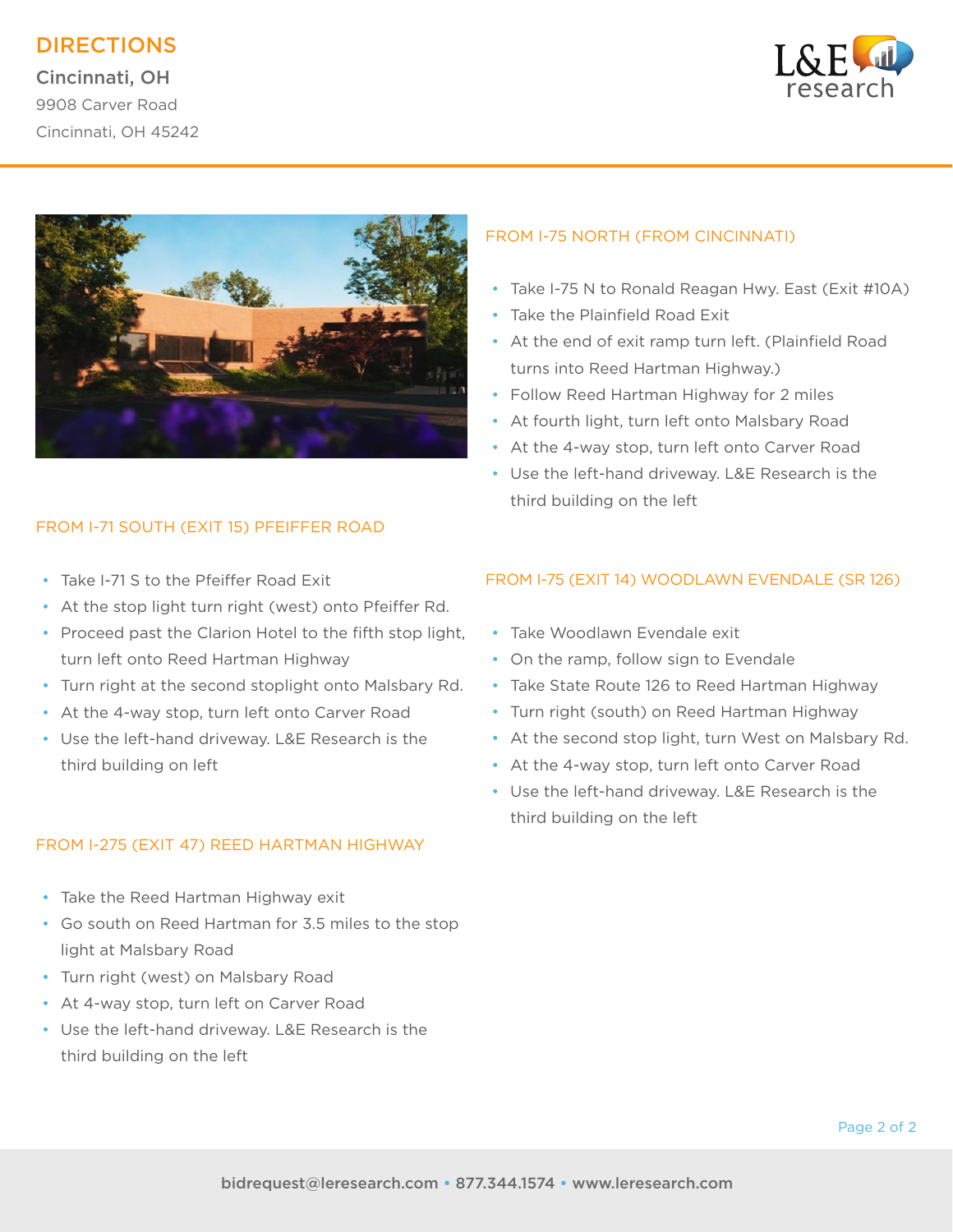# DIRECTIONS

**Cincinnati, OH**

9908 Carver Road

Cincinnati, OH 45242

## FROM I-75 NORTH (FROM CINCINNATI)

- Take I-75 N to Ronald Reagan Hwy. East (Exit #10A)
- Take the Plainfield Road Exit
- At the end of exit ramp turn left. (Plainfield Road turns into Reed Hartman Highway.)
- Follow Reed Hartman Highway for 2 miles
- At fourth light, turn left onto Malsbary Road
- At the 4-way stop, turn left onto Carver Road
- Use the left-hand driveway. L&E Research is the third building on the left

## FROM I-71 SOUTH (EXIT 15) PFEIFFER ROAD

- Take I-71 S to the Pfeiffer Road Exit
- At the stop light turn right (west) onto Pfeiffer Rd.
- Proceed past the Clarion Hotel to the fifth stop light, turn left onto Reed Hartman Highway
- Turn right at the second stoplight onto Malsbary Rd.
- At the 4-way stop, turn left onto Carver Road
- Use the left-hand driveway. L&E Research is the third building on left

## FROM I-75 (EXIT 14) WOODLAWN EVENDALE (SR 126)

- Take Woodlawn Evendale exit
- On the ramp, follow sign to Evendale
- Take State Route 126 to Reed Hartman Highway
- Turn right (south) on Reed Hartman Highway
- At the second stop light, turn West on Malsbary Rd.
- At the 4-way stop, turn left onto Carver Road
- Use the left-hand driveway. L&E Research is the third building on the left

## FROM I-275 (EXIT 47) REED HARTMAN HIGHWAY

- Take the Reed Hartman Highway exit
- Go south on Reed Hartman for 3.5 miles to the stop light at Malsbary Road
- Turn right (west) on Malsbary Road
- At 4-way stop, turn left on Carver Road
- Use the left-hand driveway. L&E Research is the third building on the left

bidrequest@leresearch.com • 877.344.1574 • www.leresearch.com